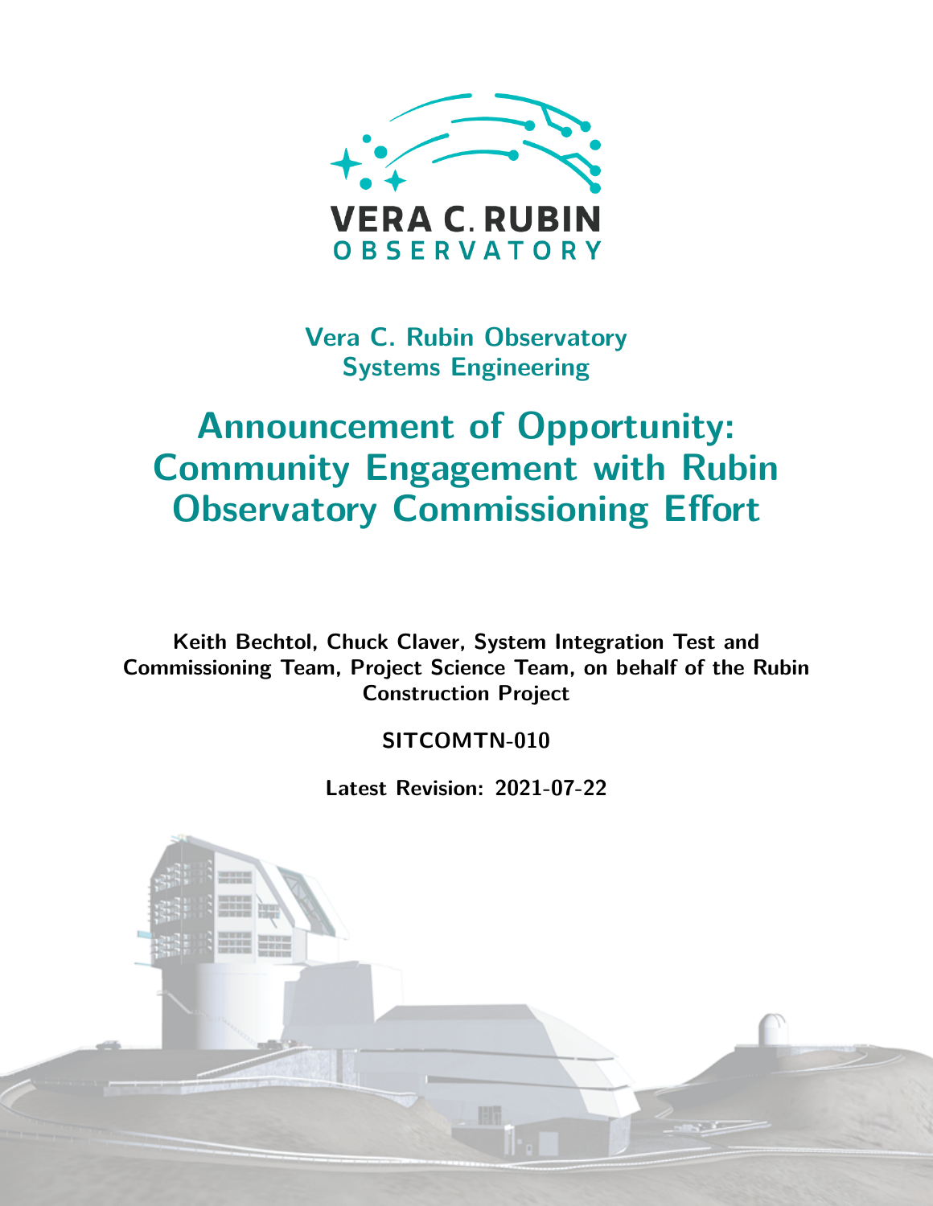Vera C. Rubin Observatory
Systems Engineering

# Announcement of Opportunity: Community Engagement with Rubin Observatory Commissioning Effort

**Keith Bechtol, Chuck Claver, System Integration Test and Commissioning Team, Project Science Team, on behalf of the Rubin Construction Project**

**SITCOMTN-010**

**Latest Revision: 2021-07-22**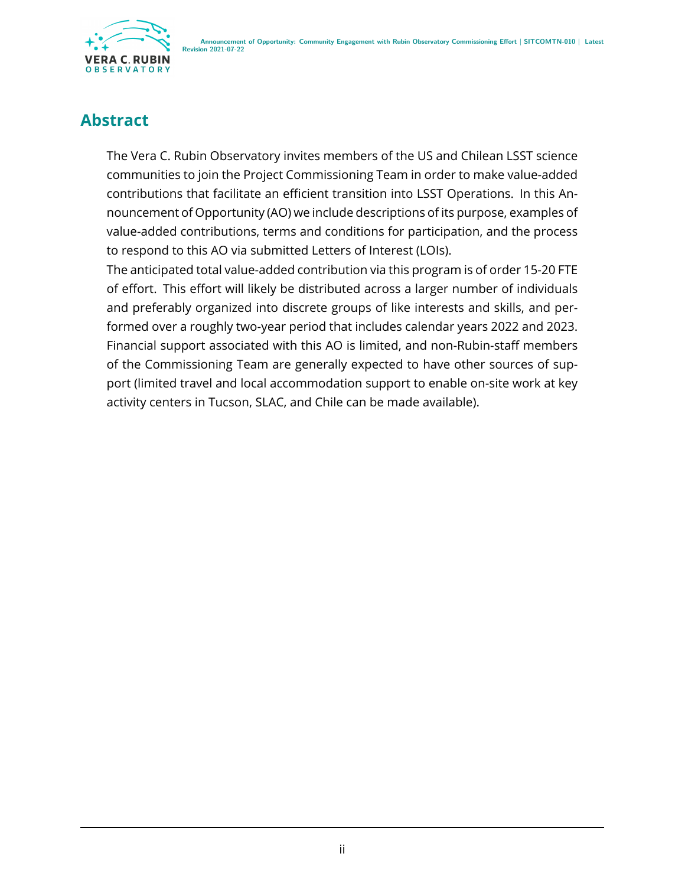# Abstract

The Vera C. Rubin Observatory invites members of the US and Chilean LSST science communities to join the Project Commissioning Team in order to make value-added contributions that facilitate an efficient transition into LSST Operations. In this Announcement of Opportunity (AO) we include descriptions of its purpose, examples of value-added contributions, terms and conditions for participation, and the process to respond to this AO via submitted Letters of Interest (LOIs).

The anticipated total value-added contribution via this program is of order 15-20 FTE of effort. This effort will likely be distributed across a larger number of individuals and preferably organized into discrete groups of like interests and skills, and performed over a roughly two-year period that includes calendar years 2022 and 2023. Financial support associated with this AO is limited, and non-Rubin-staff members of the Commissioning Team are generally expected to have other sources of support (limited travel and local accommodation support to enable on-site work at key activity centers in Tucson, SLAC, and Chile can be made available).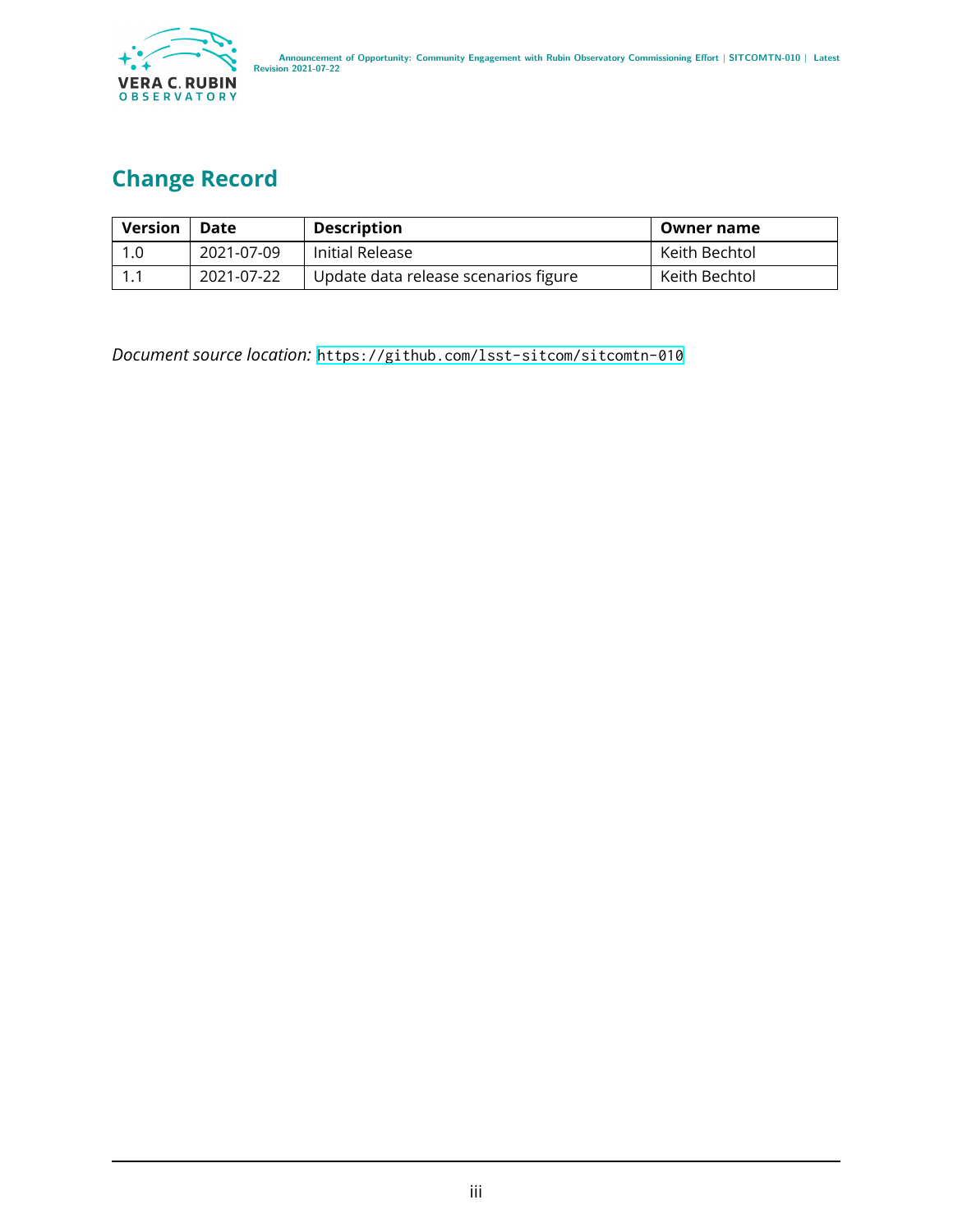# Change Record

| Version | Date | Description | Owner name |
|---|---|---|---|
| 1.0 | 2021-07-09 | Initial Release | Keith Bechtol |
| 1.1 | 2021-07-22 | Update data release scenarios figure | Keith Bechtol |

*Document source location:* https://github.com/lsst-sitcom/sitcomtn-010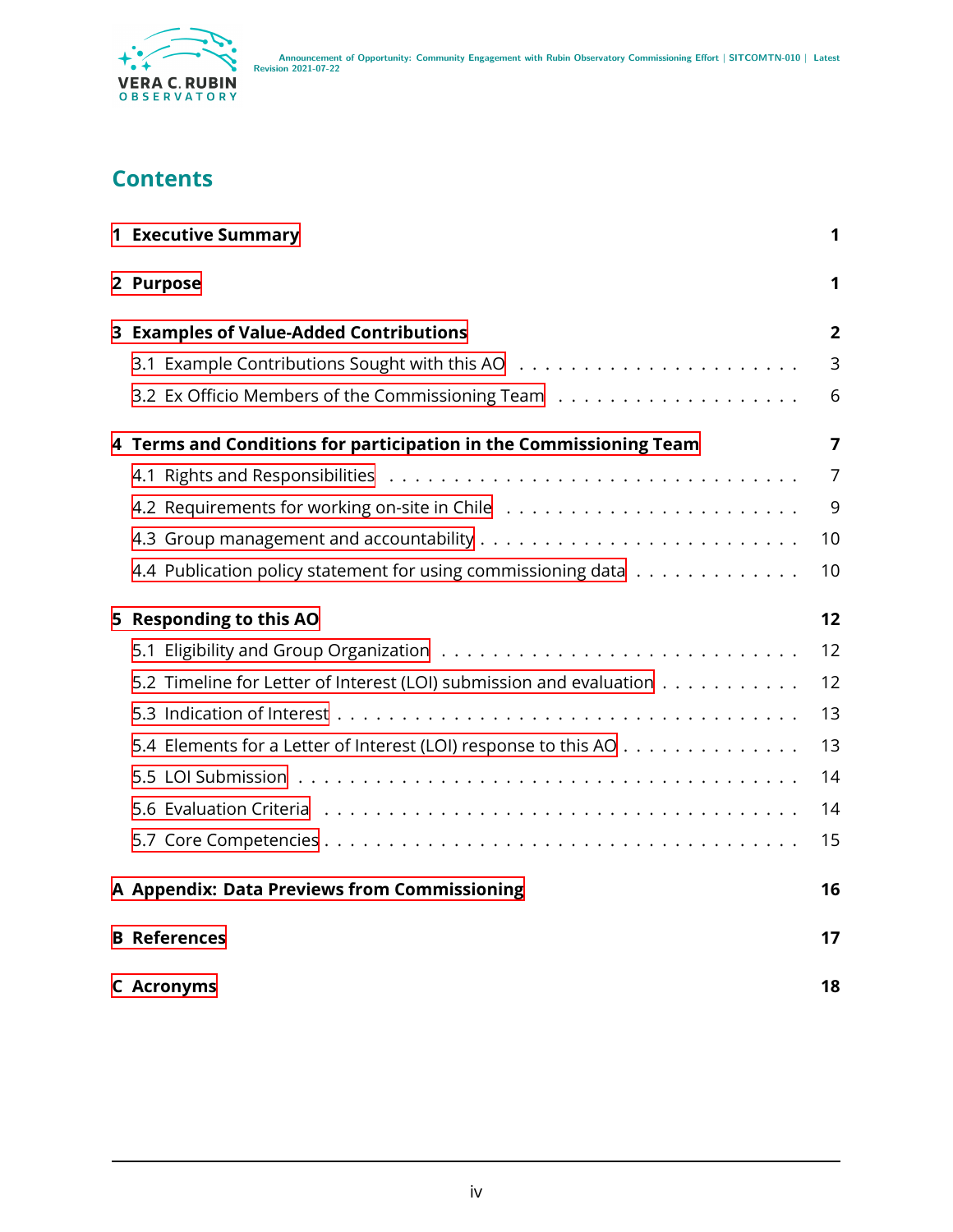# Contents

| | |
|---|---|
| **1 Executive Summary** | **1** |
| **2 Purpose** | **1** |
| **3 Examples of Value-Added Contributions** | **2** |
| 3.1 Example Contributions Sought with this AO | 3 |
| 3.2 Ex Officio Members of the Commissioning Team | 6 |
| **4 Terms and Conditions for participation in the Commissioning Team** | **7** |
| 4.1 Rights and Responsibilities | 7 |
| 4.2 Requirements for working on-site in Chile | 9 |
| 4.3 Group management and accountability | 10 |
| 4.4 Publication policy statement for using commissioning data | 10 |
| **5 Responding to this AO** | **12** |
| 5.1 Eligibility and Group Organization | 12 |
| 5.2 Timeline for Letter of Interest (LOI) submission and evaluation | 12 |
| 5.3 Indication of Interest | 13 |
| 5.4 Elements for a Letter of Interest (LOI) response to this AO | 13 |
| 5.5 LOI Submission | 14 |
| 5.6 Evaluation Criteria | 14 |
| 5.7 Core Competencies | 15 |
| **A Appendix: Data Previews from Commissioning** | **16** |
| **B References** | **17** |
| **C Acronyms** | **18** |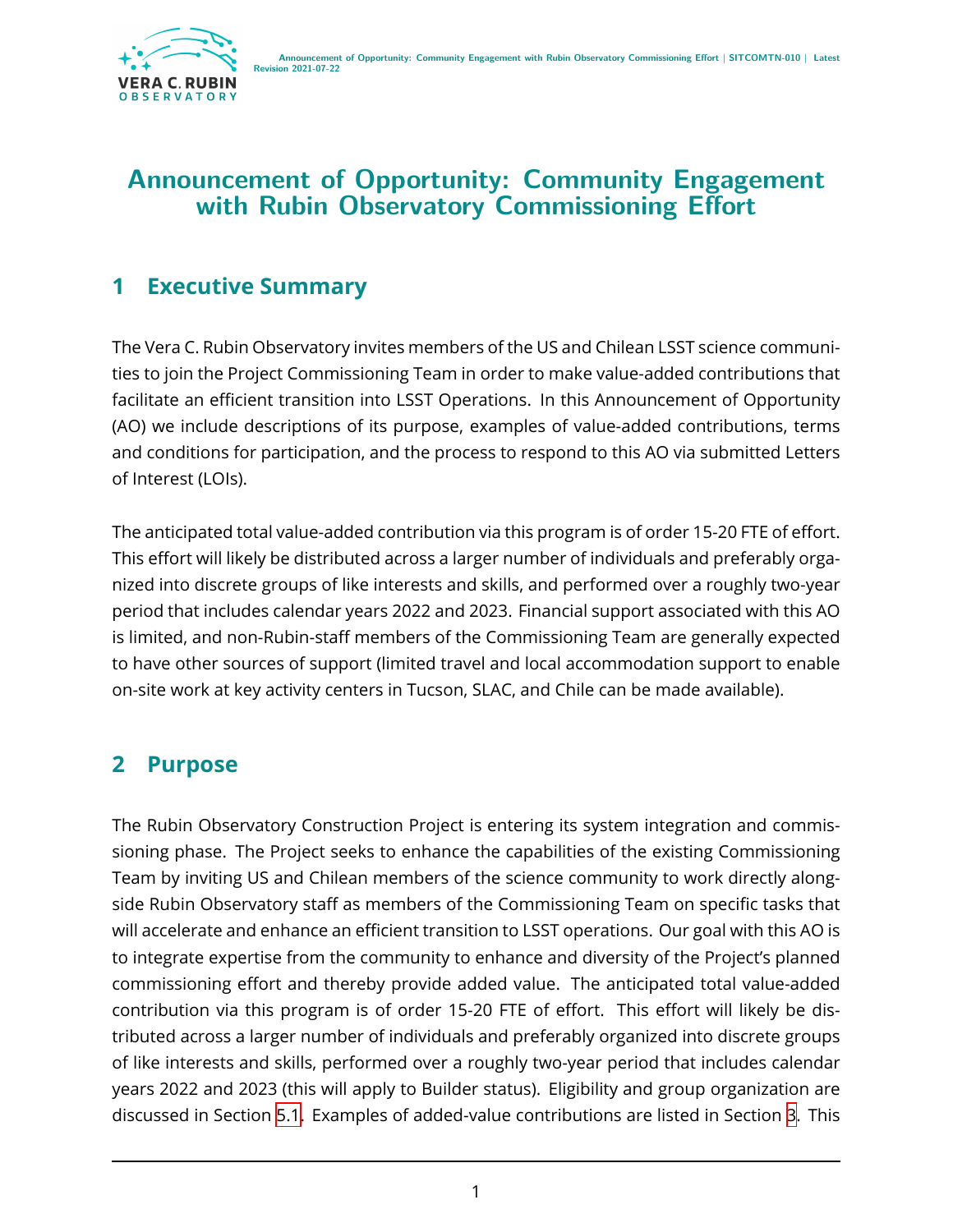# Announcement of Opportunity: Community Engagement with Rubin Observatory Commissioning Effort

## 1 Executive Summary

The Vera C. Rubin Observatory invites members of the US and Chilean LSST science communities to join the Project Commissioning Team in order to make value-added contributions that facilitate an efficient transition into LSST Operations. In this Announcement of Opportunity (AO) we include descriptions of its purpose, examples of value-added contributions, terms and conditions for participation, and the process to respond to this AO via submitted Letters of Interest (LOIs).

The anticipated total value-added contribution via this program is of order 15-20 FTE of effort. This effort will likely be distributed across a larger number of individuals and preferably organized into discrete groups of like interests and skills, and performed over a roughly two-year period that includes calendar years 2022 and 2023. Financial support associated with this AO is limited, and non-Rubin-staff members of the Commissioning Team are generally expected to have other sources of support (limited travel and local accommodation support to enable on-site work at key activity centers in Tucson, SLAC, and Chile can be made available).

## 2 Purpose

The Rubin Observatory Construction Project is entering its system integration and commissioning phase. The Project seeks to enhance the capabilities of the existing Commissioning Team by inviting US and Chilean members of the science community to work directly alongside Rubin Observatory staff as members of the Commissioning Team on specific tasks that will accelerate and enhance an efficient transition to LSST operations. Our goal with this AO is to integrate expertise from the community to enhance and diversity of the Project's planned commissioning effort and thereby provide added value. The anticipated total value-added contribution via this program is of order 15-20 FTE of effort. This effort will likely be distributed across a larger number of individuals and preferably organized into discrete groups of like interests and skills, performed over a roughly two-year period that includes calendar years 2022 and 2023 (this will apply to Builder status). Eligibility and group organization are discussed in Section 5.1. Examples of added-value contributions are listed in Section 3. This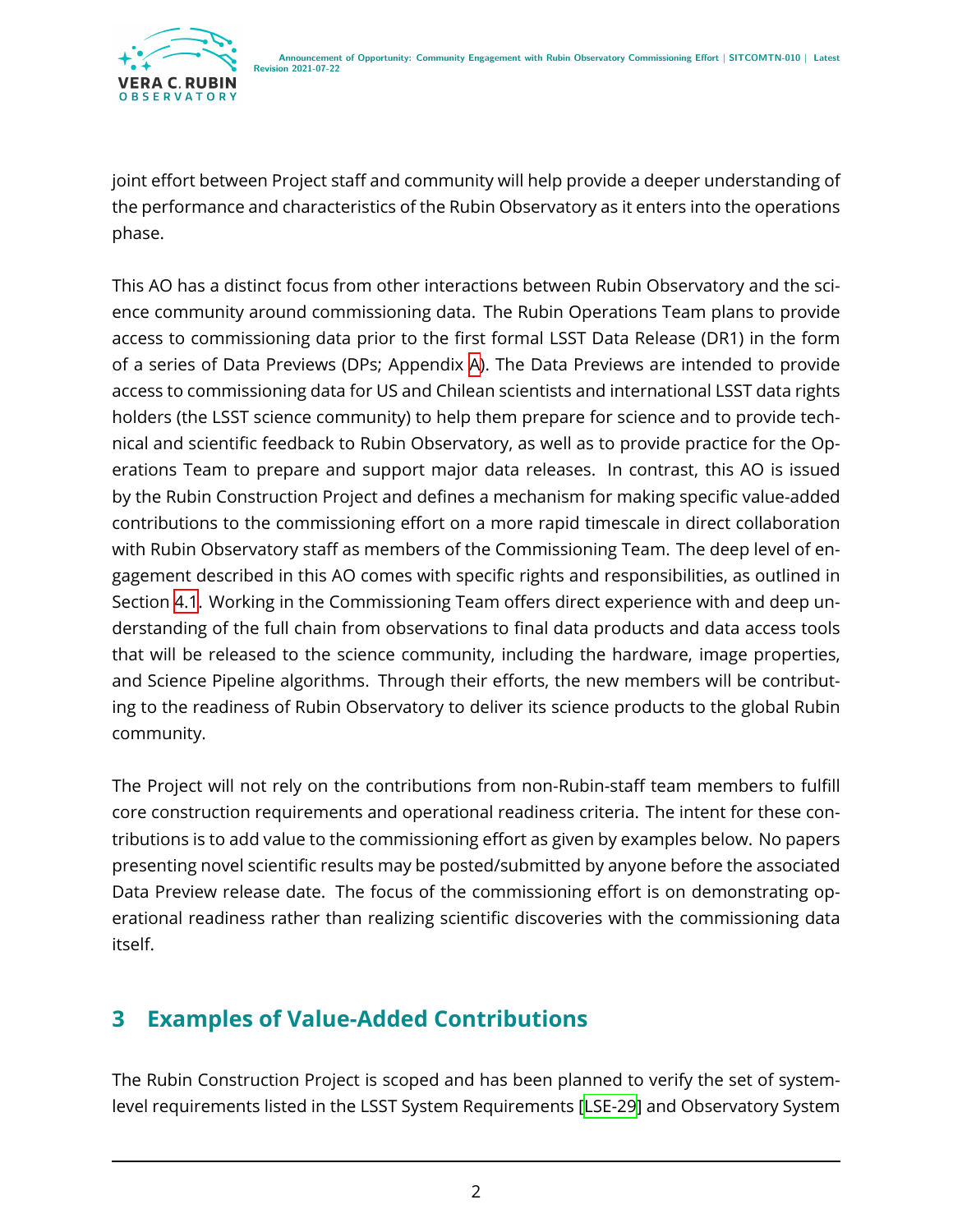joint effort between Project staff and community will help provide a deeper understanding of the performance and characteristics of the Rubin Observatory as it enters into the operations phase.

This AO has a distinct focus from other interactions between Rubin Observatory and the science community around commissioning data. The Rubin Operations Team plans to provide access to commissioning data prior to the first formal LSST Data Release (DR1) in the form of a series of Data Previews (DPs; Appendix A). The Data Previews are intended to provide access to commissioning data for US and Chilean scientists and international LSST data rights holders (the LSST science community) to help them prepare for science and to provide technical and scientific feedback to Rubin Observatory, as well as to provide practice for the Operations Team to prepare and support major data releases. In contrast, this AO is issued by the Rubin Construction Project and defines a mechanism for making specific value-added contributions to the commissioning effort on a more rapid timescale in direct collaboration with Rubin Observatory staff as members of the Commissioning Team. The deep level of engagement described in this AO comes with specific rights and responsibilities, as outlined in Section 4.1. Working in the Commissioning Team offers direct experience with and deep understanding of the full chain from observations to final data products and data access tools that will be released to the science community, including the hardware, image properties, and Science Pipeline algorithms. Through their efforts, the new members will be contributing to the readiness of Rubin Observatory to deliver its science products to the global Rubin community.

The Project will not rely on the contributions from non-Rubin-staff team members to fulfill core construction requirements and operational readiness criteria. The intent for these contributions is to add value to the commissioning effort as given by examples below. No papers presenting novel scientific results may be posted/submitted by anyone before the associated Data Preview release date. The focus of the commissioning effort is on demonstrating operational readiness rather than realizing scientific discoveries with the commissioning data itself.

## 3 Examples of Value-Added Contributions

The Rubin Construction Project is scoped and has been planned to verify the set of system-level requirements listed in the LSST System Requirements [LSE-29] and Observatory System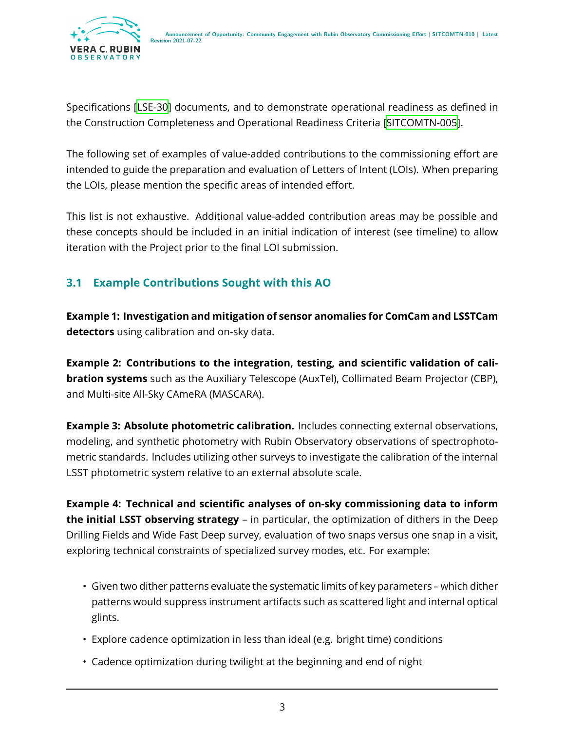Specifications [LSE-30] documents, and to demonstrate operational readiness as defined in the Construction Completeness and Operational Readiness Criteria [SITCOMTN-005].

The following set of examples of value-added contributions to the commissioning effort are intended to guide the preparation and evaluation of Letters of Intent (LOIs). When preparing the LOIs, please mention the specific areas of intended effort.

This list is not exhaustive. Additional value-added contribution areas may be possible and these concepts should be included in an initial indication of interest (see timeline) to allow iteration with the Project prior to the final LOI submission.

### 3.1 Example Contributions Sought with this AO

**Example 1: Investigation and mitigation of sensor anomalies for ComCam and LSSTCam detectors** using calibration and on-sky data.

**Example 2: Contributions to the integration, testing, and scientific validation of calibration systems** such as the Auxiliary Telescope (AuxTel), Collimated Beam Projector (CBP), and Multi-site All-Sky CAmeRA (MASCARA).

**Example 3: Absolute photometric calibration.** Includes connecting external observations, modeling, and synthetic photometry with Rubin Observatory observations of spectrophotometric standards. Includes utilizing other surveys to investigate the calibration of the internal LSST photometric system relative to an external absolute scale.

**Example 4: Technical and scientific analyses of on-sky commissioning data to inform the initial LSST observing strategy** – in particular, the optimization of dithers in the Deep Drilling Fields and Wide Fast Deep survey, evaluation of two snaps versus one snap in a visit, exploring technical constraints of specialized survey modes, etc. For example:

- Given two dither patterns evaluate the systematic limits of key parameters – which dither patterns would suppress instrument artifacts such as scattered light and internal optical glints.
- Explore cadence optimization in less than ideal (e.g. bright time) conditions
- Cadence optimization during twilight at the beginning and end of night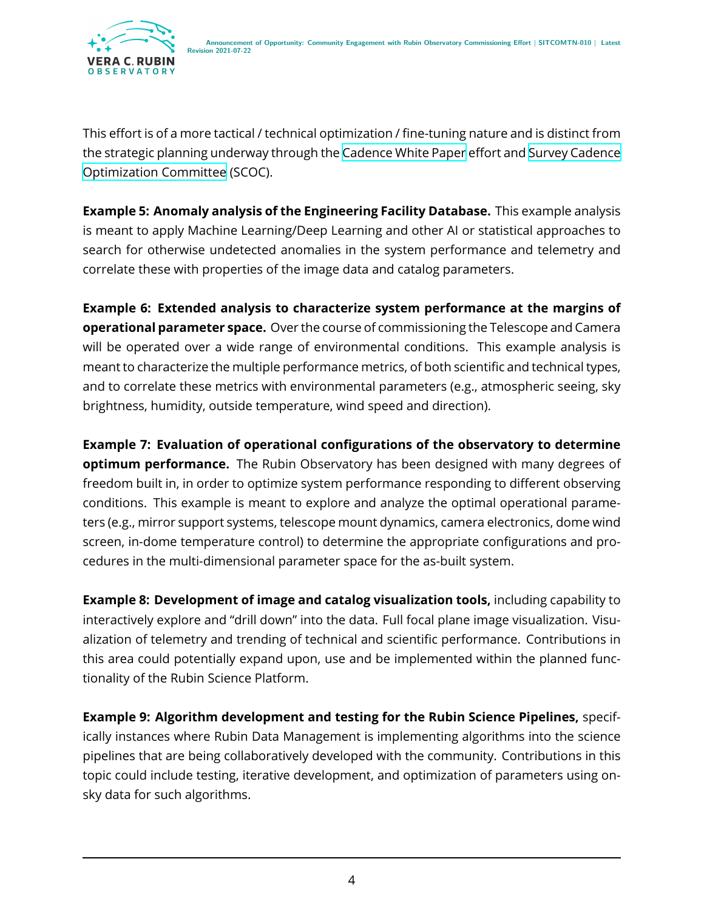This effort is of a more tactical / technical optimization / fine-tuning nature and is distinct from the strategic planning underway through the Cadence White Paper effort and Survey Cadence Optimization Committee (SCOC).

**Example 5: Anomaly analysis of the Engineering Facility Database.** This example analysis is meant to apply Machine Learning/Deep Learning and other AI or statistical approaches to search for otherwise undetected anomalies in the system performance and telemetry and correlate these with properties of the image data and catalog parameters.

**Example 6: Extended analysis to characterize system performance at the margins of operational parameter space.** Over the course of commissioning the Telescope and Camera will be operated over a wide range of environmental conditions. This example analysis is meant to characterize the multiple performance metrics, of both scientific and technical types, and to correlate these metrics with environmental parameters (e.g., atmospheric seeing, sky brightness, humidity, outside temperature, wind speed and direction).

**Example 7: Evaluation of operational configurations of the observatory to determine optimum performance.** The Rubin Observatory has been designed with many degrees of freedom built in, in order to optimize system performance responding to different observing conditions. This example is meant to explore and analyze the optimal operational parameters (e.g., mirror support systems, telescope mount dynamics, camera electronics, dome wind screen, in-dome temperature control) to determine the appropriate configurations and procedures in the multi-dimensional parameter space for the as-built system.

**Example 8: Development of image and catalog visualization tools,** including capability to interactively explore and "drill down" into the data. Full focal plane image visualization. Visualization of telemetry and trending of technical and scientific performance. Contributions in this area could potentially expand upon, use and be implemented within the planned functionality of the Rubin Science Platform.

**Example 9: Algorithm development and testing for the Rubin Science Pipelines,** specifically instances where Rubin Data Management is implementing algorithms into the science pipelines that are being collaboratively developed with the community. Contributions in this topic could include testing, iterative development, and optimization of parameters using on-sky data for such algorithms.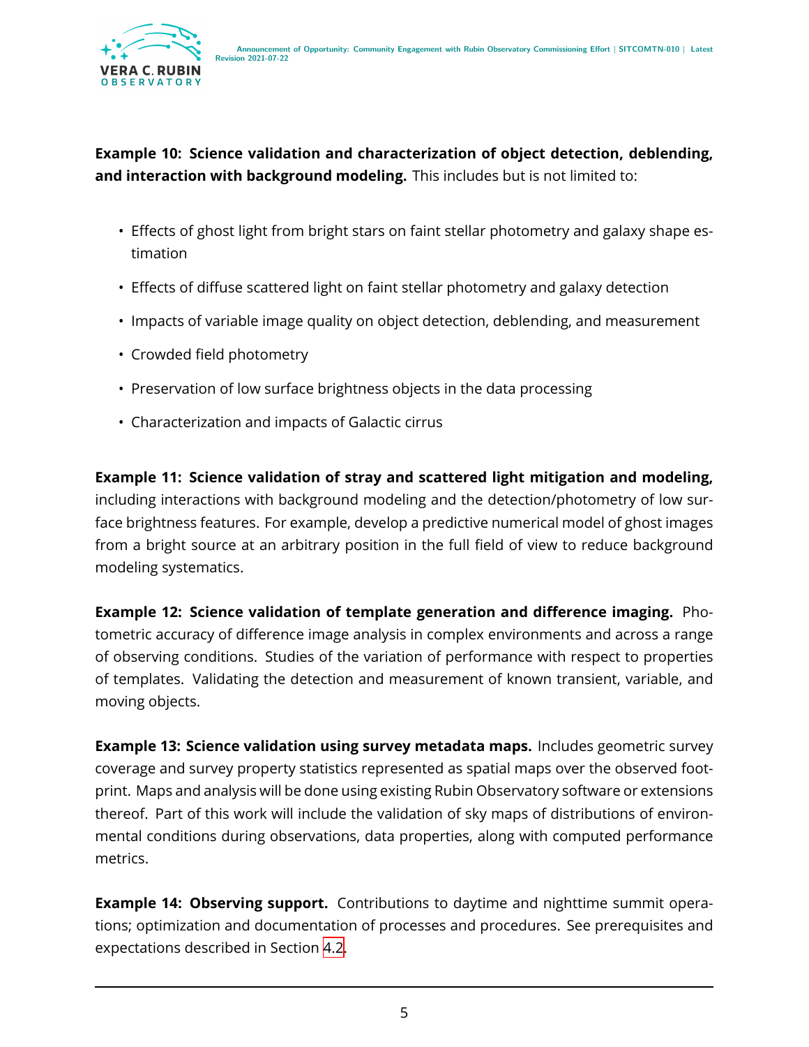**Example 10: Science validation and characterization of object detection, deblending, and interaction with background modeling.** This includes but is not limited to:

- Effects of ghost light from bright stars on faint stellar photometry and galaxy shape estimation
- Effects of diffuse scattered light on faint stellar photometry and galaxy detection
- Impacts of variable image quality on object detection, deblending, and measurement
- Crowded field photometry
- Preservation of low surface brightness objects in the data processing
- Characterization and impacts of Galactic cirrus

**Example 11: Science validation of stray and scattered light mitigation and modeling,** including interactions with background modeling and the detection/photometry of low surface brightness features. For example, develop a predictive numerical model of ghost images from a bright source at an arbitrary position in the full field of view to reduce background modeling systematics.

**Example 12: Science validation of template generation and difference imaging.** Photometric accuracy of difference image analysis in complex environments and across a range of observing conditions. Studies of the variation of performance with respect to properties of templates. Validating the detection and measurement of known transient, variable, and moving objects.

**Example 13: Science validation using survey metadata maps.** Includes geometric survey coverage and survey property statistics represented as spatial maps over the observed footprint. Maps and analysis will be done using existing Rubin Observatory software or extensions thereof. Part of this work will include the validation of sky maps of distributions of environmental conditions during observations, data properties, along with computed performance metrics.

**Example 14: Observing support.** Contributions to daytime and nighttime summit operations; optimization and documentation of processes and procedures. See prerequisites and expectations described in Section 4.2.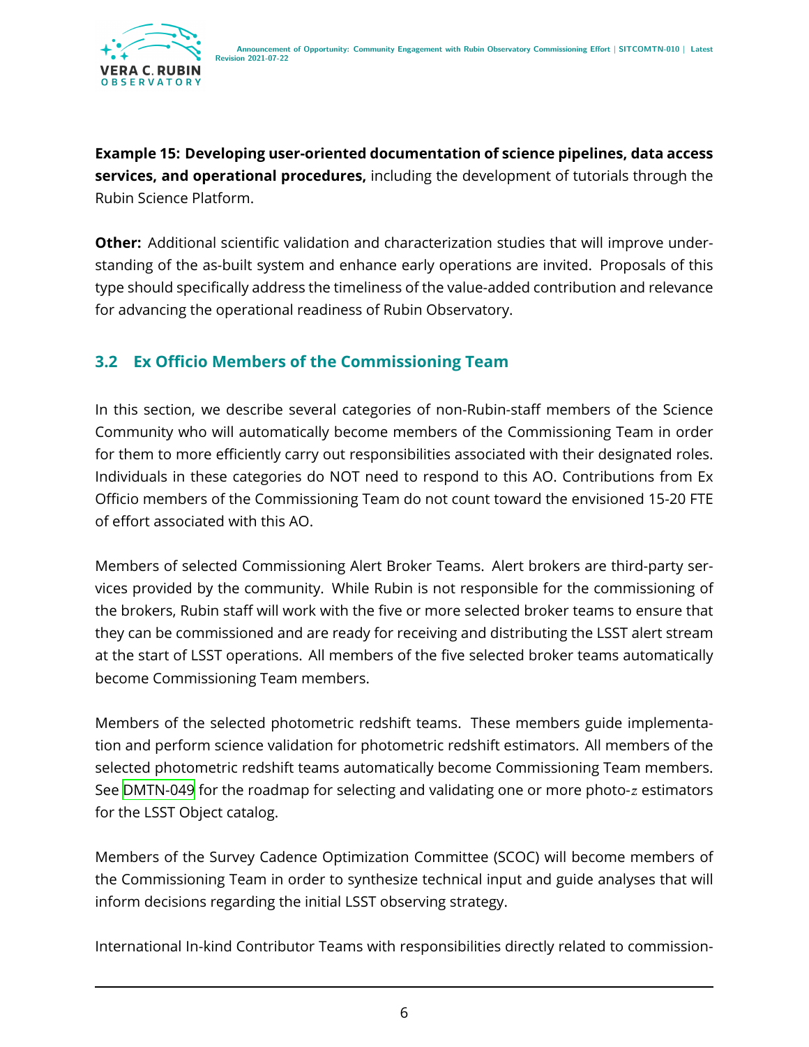**Example 15: Developing user-oriented documentation of science pipelines, data access services, and operational procedures,** including the development of tutorials through the Rubin Science Platform.

**Other:** Additional scientific validation and characterization studies that will improve understanding of the as-built system and enhance early operations are invited. Proposals of this type should specifically address the timeliness of the value-added contribution and relevance for advancing the operational readiness of Rubin Observatory.

## 3.2 Ex Officio Members of the Commissioning Team

In this section, we describe several categories of non-Rubin-staff members of the Science Community who will automatically become members of the Commissioning Team in order for them to more efficiently carry out responsibilities associated with their designated roles. Individuals in these categories do NOT need to respond to this AO. Contributions from Ex Officio members of the Commissioning Team do not count toward the envisioned 15-20 FTE of effort associated with this AO.

Members of selected Commissioning Alert Broker Teams. Alert brokers are third-party services provided by the community. While Rubin is not responsible for the commissioning of the brokers, Rubin staff will work with the five or more selected broker teams to ensure that they can be commissioned and are ready for receiving and distributing the LSST alert stream at the start of LSST operations. All members of the five selected broker teams automatically become Commissioning Team members.

Members of the selected photometric redshift teams. These members guide implementation and perform science validation for photometric redshift estimators. All members of the selected photometric redshift teams automatically become Commissioning Team members. See DMTN-049 for the roadmap for selecting and validating one or more photo-$z$ estimators for the LSST Object catalog.

Members of the Survey Cadence Optimization Committee (SCOC) will become members of the Commissioning Team in order to synthesize technical input and guide analyses that will inform decisions regarding the initial LSST observing strategy.

International In-kind Contributor Teams with responsibilities directly related to commission-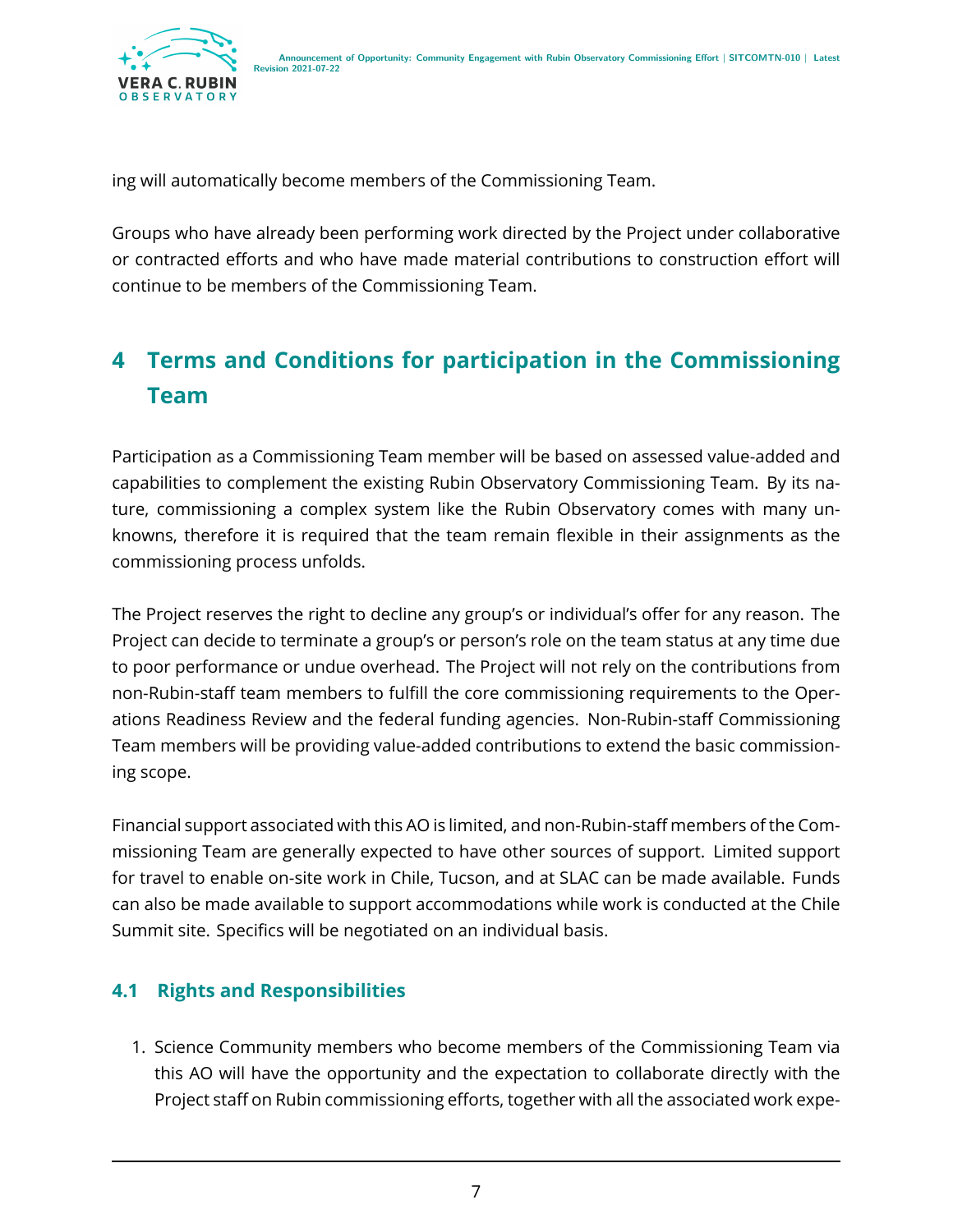ing will automatically become members of the Commissioning Team.

Groups who have already been performing work directed by the Project under collaborative or contracted efforts and who have made material contributions to construction effort will continue to be members of the Commissioning Team.

# 4 Terms and Conditions for participation in the Commissioning Team

Participation as a Commissioning Team member will be based on assessed value-added and capabilities to complement the existing Rubin Observatory Commissioning Team. By its nature, commissioning a complex system like the Rubin Observatory comes with many unknowns, therefore it is required that the team remain flexible in their assignments as the commissioning process unfolds.

The Project reserves the right to decline any group's or individual's offer for any reason. The Project can decide to terminate a group's or person's role on the team status at any time due to poor performance or undue overhead. The Project will not rely on the contributions from non-Rubin-staff team members to fulfill the core commissioning requirements to the Operations Readiness Review and the federal funding agencies. Non-Rubin-staff Commissioning Team members will be providing value-added contributions to extend the basic commissioning scope.

Financial support associated with this AO is limited, and non-Rubin-staff members of the Commissioning Team are generally expected to have other sources of support. Limited support for travel to enable on-site work in Chile, Tucson, and at SLAC can be made available. Funds can also be made available to support accommodations while work is conducted at the Chile Summit site. Specifics will be negotiated on an individual basis.

## 4.1 Rights and Responsibilities

1. Science Community members who become members of the Commissioning Team via this AO will have the opportunity and the expectation to collaborate directly with the Project staff on Rubin commissioning efforts, together with all the associated work expe-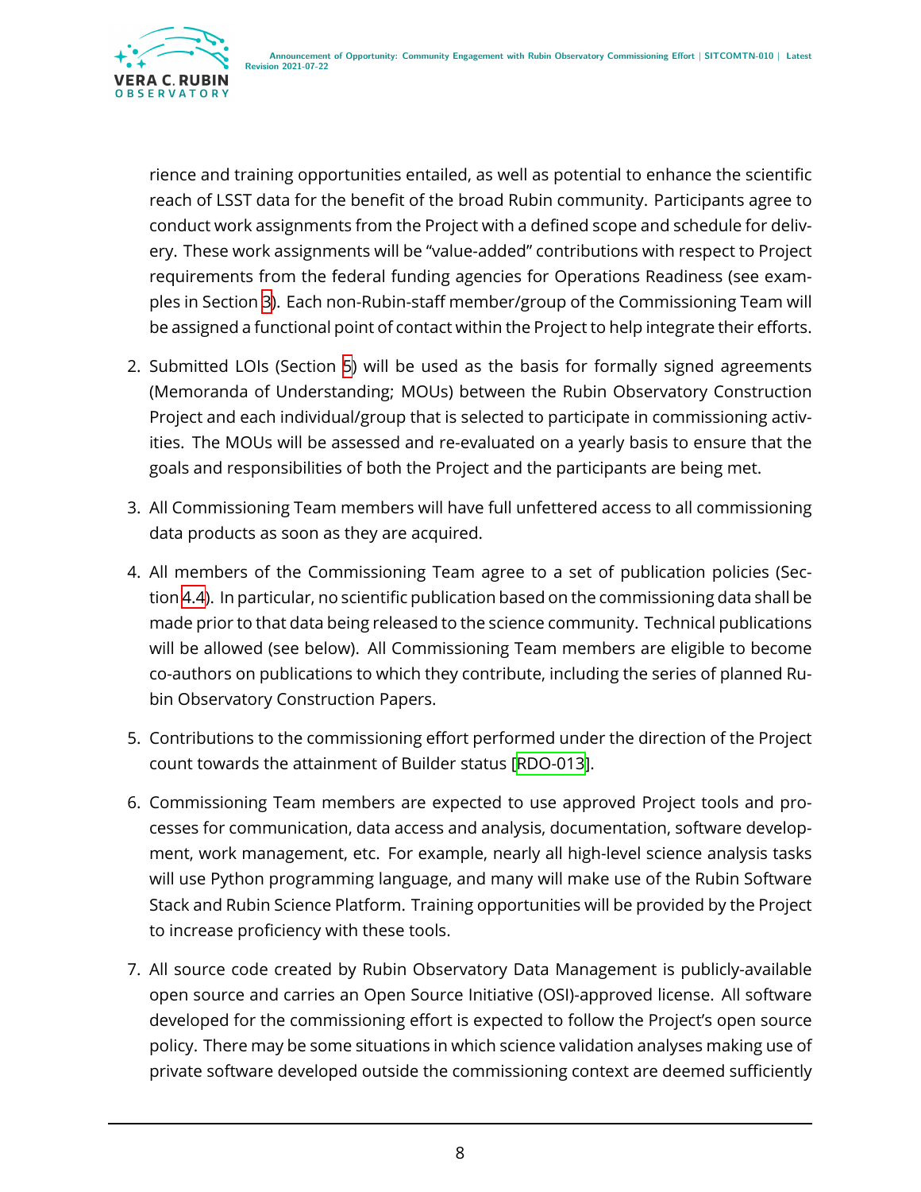rience and training opportunities entailed, as well as potential to enhance the scientific reach of LSST data for the benefit of the broad Rubin community. Participants agree to conduct work assignments from the Project with a defined scope and schedule for delivery. These work assignments will be "value-added" contributions with respect to Project requirements from the federal funding agencies for Operations Readiness (see examples in Section 3). Each non-Rubin-staff member/group of the Commissioning Team will be assigned a functional point of contact within the Project to help integrate their efforts.

2. Submitted LOIs (Section 5) will be used as the basis for formally signed agreements (Memoranda of Understanding; MOUs) between the Rubin Observatory Construction Project and each individual/group that is selected to participate in commissioning activities. The MOUs will be assessed and re-evaluated on a yearly basis to ensure that the goals and responsibilities of both the Project and the participants are being met.

3. All Commissioning Team members will have full unfettered access to all commissioning data products as soon as they are acquired.

4. All members of the Commissioning Team agree to a set of publication policies (Section 4.4). In particular, no scientific publication based on the commissioning data shall be made prior to that data being released to the science community. Technical publications will be allowed (see below). All Commissioning Team members are eligible to become co-authors on publications to which they contribute, including the series of planned Rubin Observatory Construction Papers.

5. Contributions to the commissioning effort performed under the direction of the Project count towards the attainment of Builder status [RDO-013].

6. Commissioning Team members are expected to use approved Project tools and processes for communication, data access and analysis, documentation, software development, work management, etc. For example, nearly all high-level science analysis tasks will use Python programming language, and many will make use of the Rubin Software Stack and Rubin Science Platform. Training opportunities will be provided by the Project to increase proficiency with these tools.

7. All source code created by Rubin Observatory Data Management is publicly-available open source and carries an Open Source Initiative (OSI)-approved license. All software developed for the commissioning effort is expected to follow the Project's open source policy. There may be some situations in which science validation analyses making use of private software developed outside the commissioning context are deemed sufficiently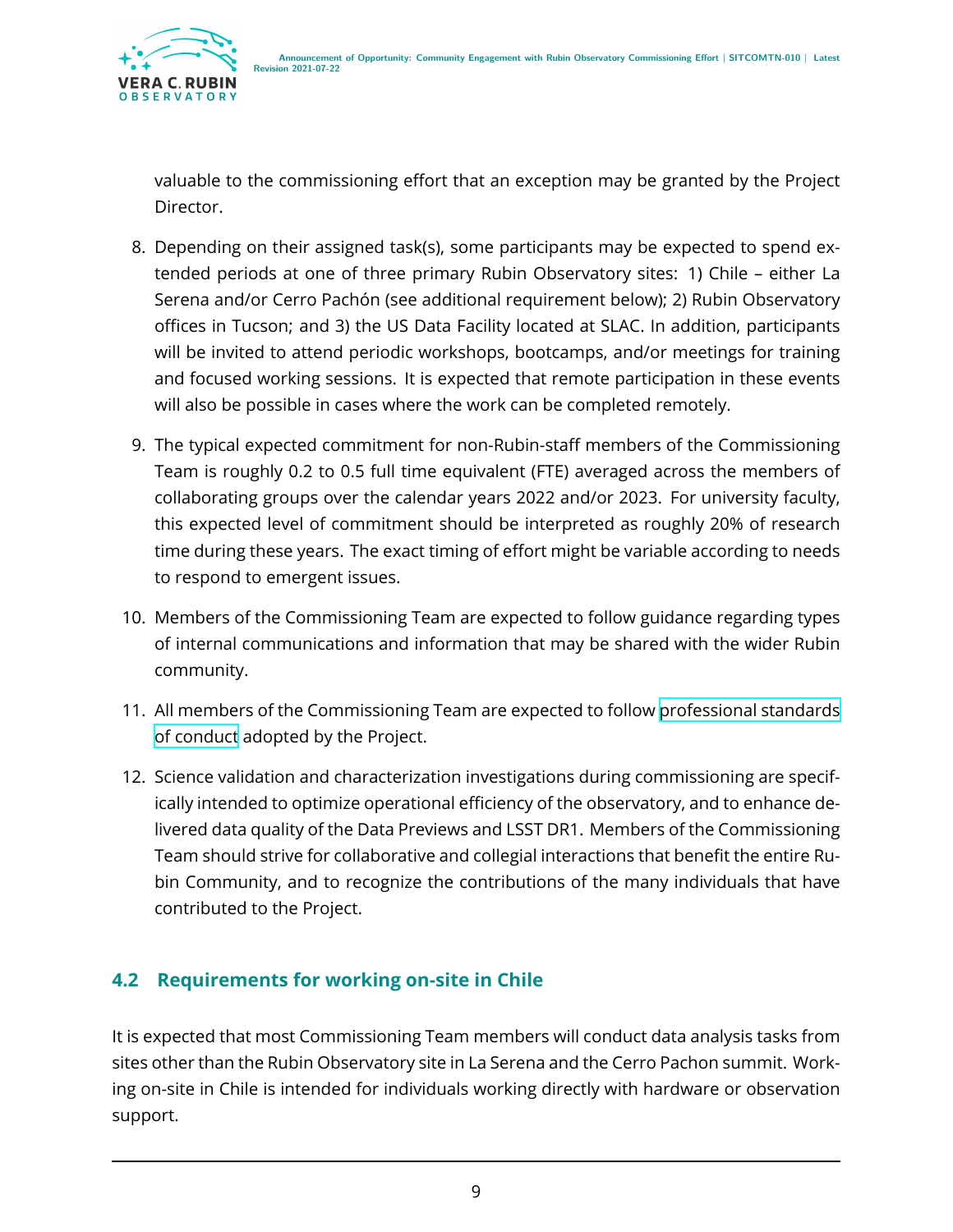valuable to the commissioning effort that an exception may be granted by the Project Director.

8. Depending on their assigned task(s), some participants may be expected to spend extended periods at one of three primary Rubin Observatory sites: 1) Chile – either La Serena and/or Cerro Pachón (see additional requirement below); 2) Rubin Observatory offices in Tucson; and 3) the US Data Facility located at SLAC. In addition, participants will be invited to attend periodic workshops, bootcamps, and/or meetings for training and focused working sessions. It is expected that remote participation in these events will also be possible in cases where the work can be completed remotely.

9. The typical expected commitment for non-Rubin-staff members of the Commissioning Team is roughly 0.2 to 0.5 full time equivalent (FTE) averaged across the members of collaborating groups over the calendar years 2022 and/or 2023. For university faculty, this expected level of commitment should be interpreted as roughly 20% of research time during these years. The exact timing of effort might be variable according to needs to respond to emergent issues.

10. Members of the Commissioning Team are expected to follow guidance regarding types of internal communications and information that may be shared with the wider Rubin community.

11. All members of the Commissioning Team are expected to follow professional standards of conduct adopted by the Project.

12. Science validation and characterization investigations during commissioning are specifically intended to optimize operational efficiency of the observatory, and to enhance delivered data quality of the Data Previews and LSST DR1. Members of the Commissioning Team should strive for collaborative and collegial interactions that benefit the entire Rubin Community, and to recognize the contributions of the many individuals that have contributed to the Project.

## 4.2 Requirements for working on-site in Chile

It is expected that most Commissioning Team members will conduct data analysis tasks from sites other than the Rubin Observatory site in La Serena and the Cerro Pachon summit. Working on-site in Chile is intended for individuals working directly with hardware or observation support.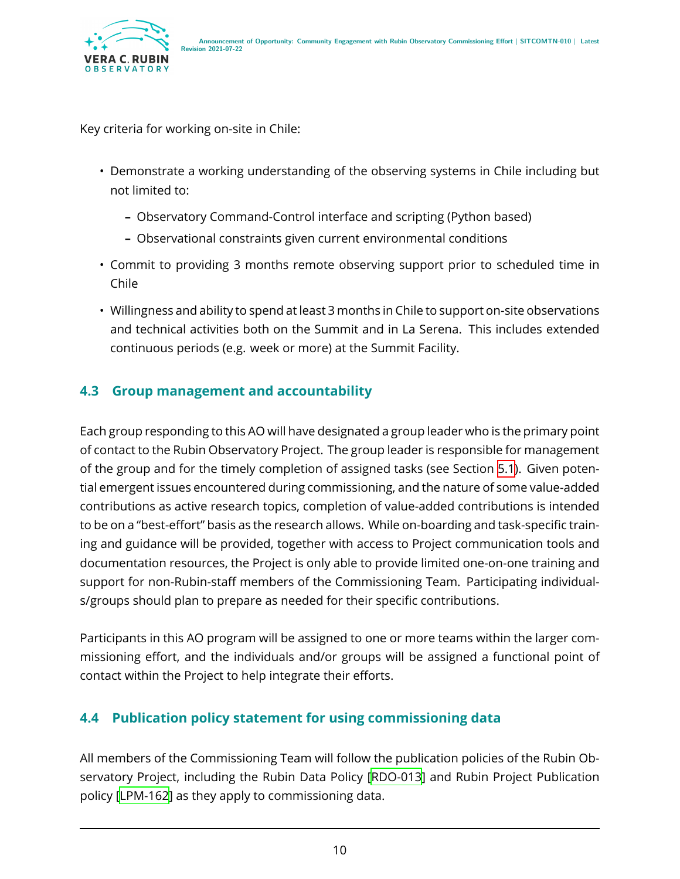Key criteria for working on-site in Chile:

- Demonstrate a working understanding of the observing systems in Chile including but not limited to:
  - Observatory Command-Control interface and scripting (Python based)
  - Observational constraints given current environmental conditions
- Commit to providing 3 months remote observing support prior to scheduled time in Chile
- Willingness and ability to spend at least 3 months in Chile to support on-site observations and technical activities both on the Summit and in La Serena. This includes extended continuous periods (e.g. week or more) at the Summit Facility.

### 4.3 Group management and accountability

Each group responding to this AO will have designated a group leader who is the primary point of contact to the Rubin Observatory Project. The group leader is responsible for management of the group and for the timely completion of assigned tasks (see Section 5.1). Given potential emergent issues encountered during commissioning, and the nature of some value-added contributions as active research topics, completion of value-added contributions is intended to be on a "best-effort" basis as the research allows. While on-boarding and task-specific training and guidance will be provided, together with access to Project communication tools and documentation resources, the Project is only able to provide limited one-on-one training and support for non-Rubin-staff members of the Commissioning Team. Participating individuals/groups should plan to prepare as needed for their specific contributions.

Participants in this AO program will be assigned to one or more teams within the larger commissioning effort, and the individuals and/or groups will be assigned a functional point of contact within the Project to help integrate their efforts.

### 4.4 Publication policy statement for using commissioning data

All members of the Commissioning Team will follow the publication policies of the Rubin Observatory Project, including the Rubin Data Policy [RDO-013] and Rubin Project Publication policy [LPM-162] as they apply to commissioning data.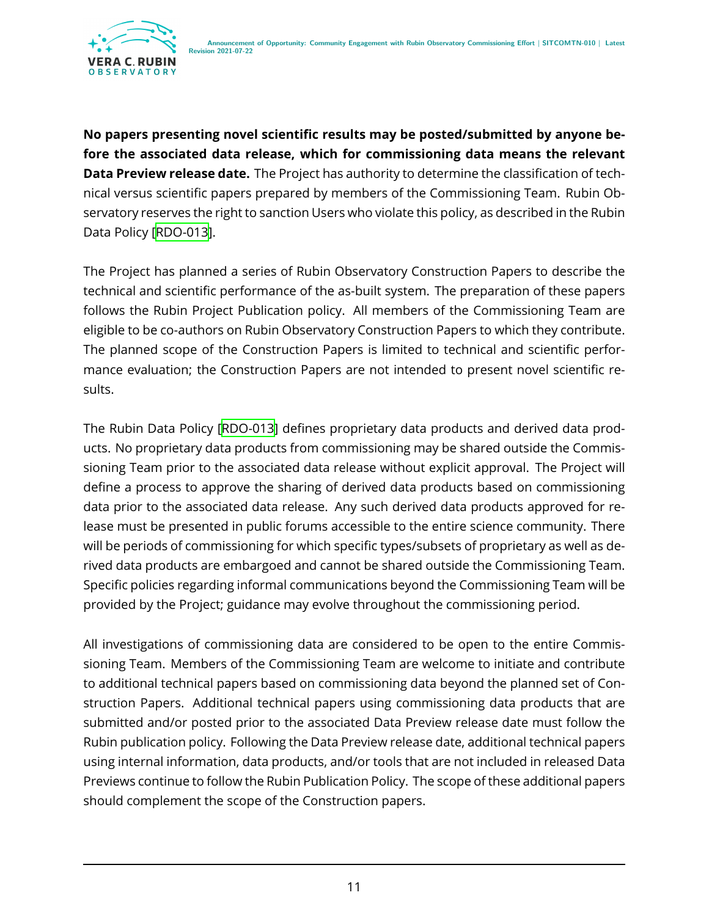**No papers presenting novel scientific results may be posted/submitted by anyone before the associated data release, which for commissioning data means the relevant Data Preview release date.** The Project has authority to determine the classification of technical versus scientific papers prepared by members of the Commissioning Team. Rubin Observatory reserves the right to sanction Users who violate this policy, as described in the Rubin Data Policy [RDO-013].

The Project has planned a series of Rubin Observatory Construction Papers to describe the technical and scientific performance of the as-built system. The preparation of these papers follows the Rubin Project Publication policy. All members of the Commissioning Team are eligible to be co-authors on Rubin Observatory Construction Papers to which they contribute. The planned scope of the Construction Papers is limited to technical and scientific performance evaluation; the Construction Papers are not intended to present novel scientific results.

The Rubin Data Policy [RDO-013] defines proprietary data products and derived data products. No proprietary data products from commissioning may be shared outside the Commissioning Team prior to the associated data release without explicit approval. The Project will define a process to approve the sharing of derived data products based on commissioning data prior to the associated data release. Any such derived data products approved for release must be presented in public forums accessible to the entire science community. There will be periods of commissioning for which specific types/subsets of proprietary as well as derived data products are embargoed and cannot be shared outside the Commissioning Team. Specific policies regarding informal communications beyond the Commissioning Team will be provided by the Project; guidance may evolve throughout the commissioning period.

All investigations of commissioning data are considered to be open to the entire Commissioning Team. Members of the Commissioning Team are welcome to initiate and contribute to additional technical papers based on commissioning data beyond the planned set of Construction Papers. Additional technical papers using commissioning data products that are submitted and/or posted prior to the associated Data Preview release date must follow the Rubin publication policy. Following the Data Preview release date, additional technical papers using internal information, data products, and/or tools that are not included in released Data Previews continue to follow the Rubin Publication Policy. The scope of these additional papers should complement the scope of the Construction papers.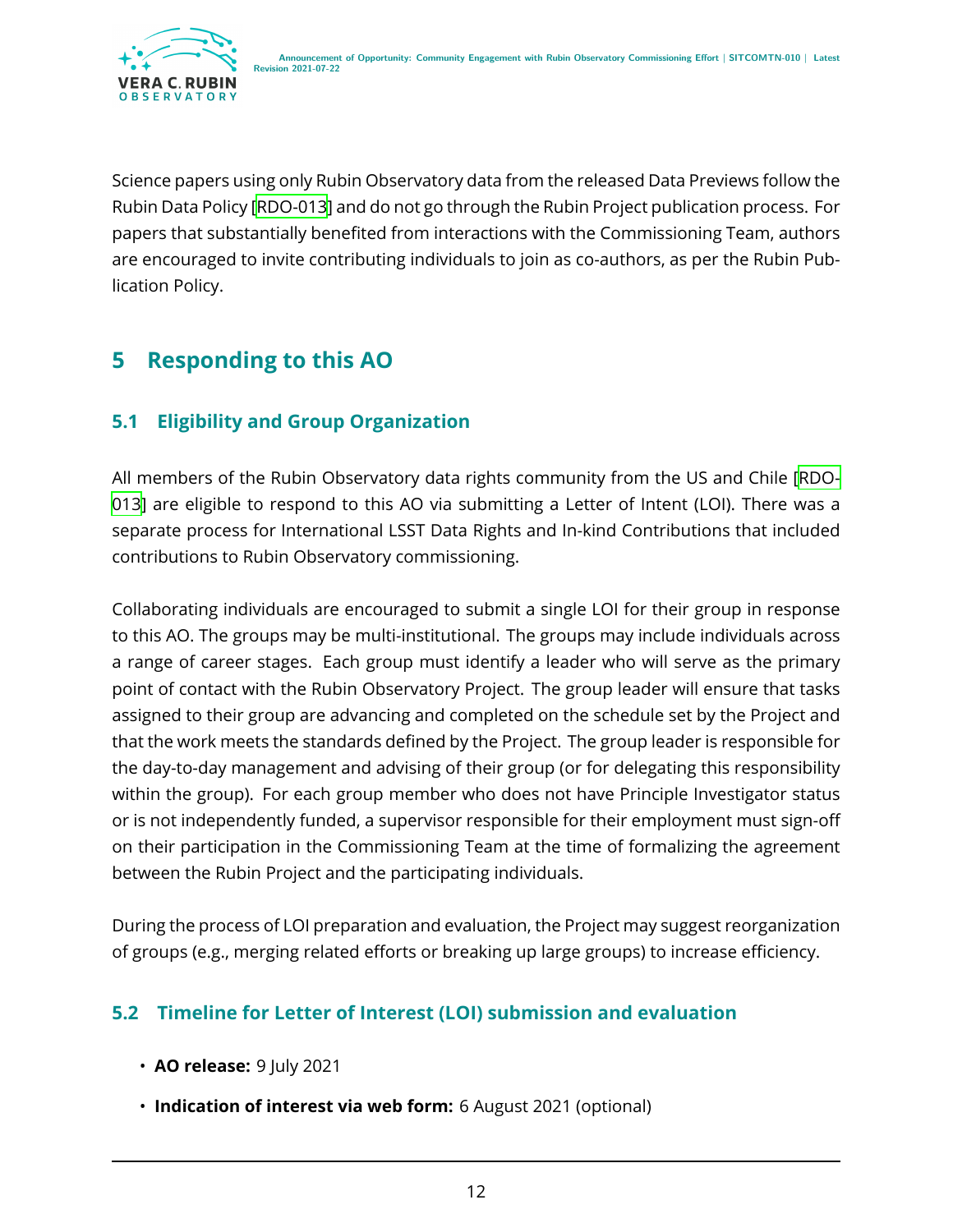Science papers using only Rubin Observatory data from the released Data Previews follow the Rubin Data Policy [RDO-013] and do not go through the Rubin Project publication process. For papers that substantially benefited from interactions with the Commissioning Team, authors are encouraged to invite contributing individuals to join as co-authors, as per the Rubin Publication Policy.

# 5 Responding to this AO

## 5.1 Eligibility and Group Organization

All members of the Rubin Observatory data rights community from the US and Chile [RDO-013] are eligible to respond to this AO via submitting a Letter of Intent (LOI). There was a separate process for International LSST Data Rights and In-kind Contributions that included contributions to Rubin Observatory commissioning.

Collaborating individuals are encouraged to submit a single LOI for their group in response to this AO. The groups may be multi-institutional. The groups may include individuals across a range of career stages. Each group must identify a leader who will serve as the primary point of contact with the Rubin Observatory Project. The group leader will ensure that tasks assigned to their group are advancing and completed on the schedule set by the Project and that the work meets the standards defined by the Project. The group leader is responsible for the day-to-day management and advising of their group (or for delegating this responsibility within the group). For each group member who does not have Principle Investigator status or is not independently funded, a supervisor responsible for their employment must sign-off on their participation in the Commissioning Team at the time of formalizing the agreement between the Rubin Project and the participating individuals.

During the process of LOI preparation and evaluation, the Project may suggest reorganization of groups (e.g., merging related efforts or breaking up large groups) to increase efficiency.

## 5.2 Timeline for Letter of Interest (LOI) submission and evaluation

- **AO release:** 9 July 2021
- **Indication of interest via web form:** 6 August 2021 (optional)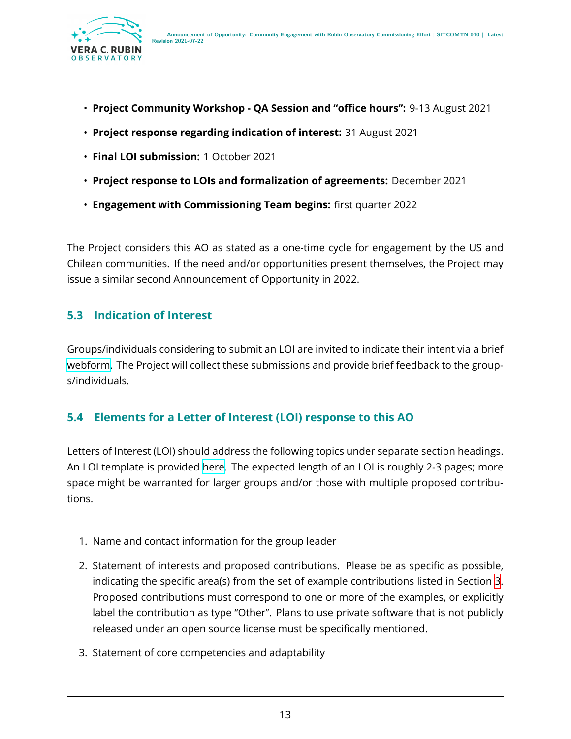- **Project Community Workshop - QA Session and "office hours":** 9-13 August 2021
- **Project response regarding indication of interest:** 31 August 2021
- **Final LOI submission:** 1 October 2021
- **Project response to LOIs and formalization of agreements:** December 2021
- **Engagement with Commissioning Team begins:** first quarter 2022

The Project considers this AO as stated as a one-time cycle for engagement by the US and Chilean communities. If the need and/or opportunities present themselves, the Project may issue a similar second Announcement of Opportunity in 2022.

### 5.3 Indication of Interest

Groups/individuals considering to submit an LOI are invited to indicate their intent via a brief webform. The Project will collect these submissions and provide brief feedback to the groups/individuals.

### 5.4 Elements for a Letter of Interest (LOI) response to this AO

Letters of Interest (LOI) should address the following topics under separate section headings. An LOI template is provided here. The expected length of an LOI is roughly 2-3 pages; more space might be warranted for larger groups and/or those with multiple proposed contributions.

1. Name and contact information for the group leader
2. Statement of interests and proposed contributions. Please be as specific as possible, indicating the specific area(s) from the set of example contributions listed in Section 3. Proposed contributions must correspond to one or more of the examples, or explicitly label the contribution as type "Other". Plans to use private software that is not publicly released under an open source license must be specifically mentioned.
3. Statement of core competencies and adaptability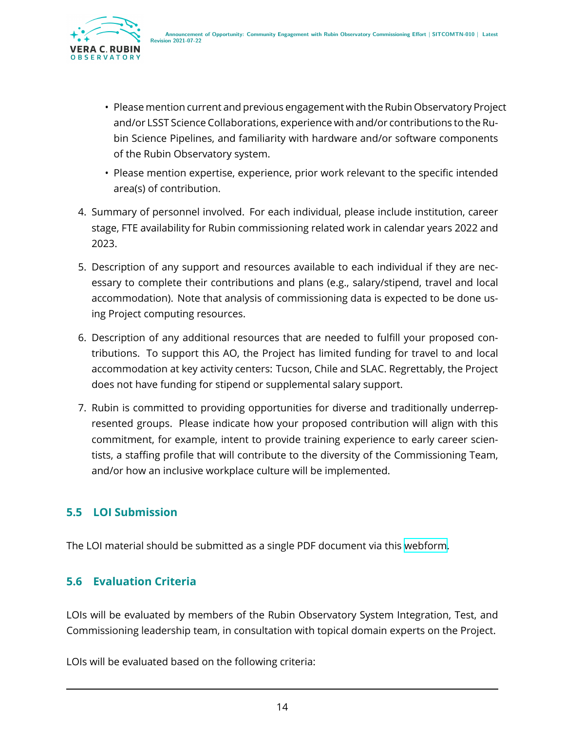- Please mention current and previous engagement with the Rubin Observatory Project and/or LSST Science Collaborations, experience with and/or contributions to the Rubin Science Pipelines, and familiarity with hardware and/or software components of the Rubin Observatory system.
- Please mention expertise, experience, prior work relevant to the specific intended area(s) of contribution.

4. Summary of personnel involved. For each individual, please include institution, career stage, FTE availability for Rubin commissioning related work in calendar years 2022 and 2023.
5. Description of any support and resources available to each individual if they are necessary to complete their contributions and plans (e.g., salary/stipend, travel and local accommodation). Note that analysis of commissioning data is expected to be done using Project computing resources.
6. Description of any additional resources that are needed to fulfill your proposed contributions. To support this AO, the Project has limited funding for travel to and local accommodation at key activity centers: Tucson, Chile and SLAC. Regrettably, the Project does not have funding for stipend or supplemental salary support.
7. Rubin is committed to providing opportunities for diverse and traditionally underrepresented groups. Please indicate how your proposed contribution will align with this commitment, for example, intent to provide training experience to early career scientists, a staffing profile that will contribute to the diversity of the Commissioning Team, and/or how an inclusive workplace culture will be implemented.

### 5.5 LOI Submission

The LOI material should be submitted as a single PDF document via this webform.

### 5.6 Evaluation Criteria

LOIs will be evaluated by members of the Rubin Observatory System Integration, Test, and Commissioning leadership team, in consultation with topical domain experts on the Project.

LOIs will be evaluated based on the following criteria: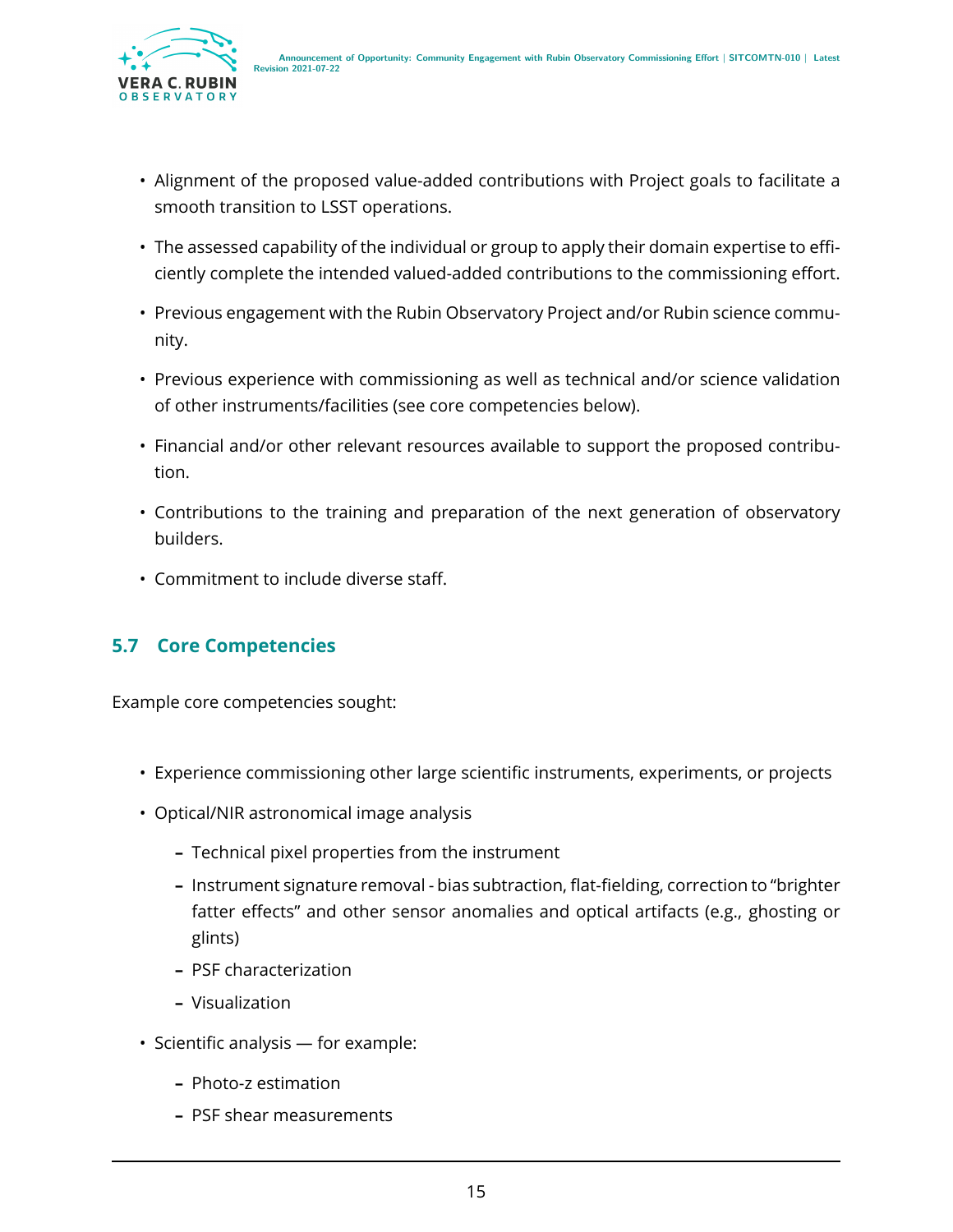- Alignment of the proposed value-added contributions with Project goals to facilitate a smooth transition to LSST operations.
- The assessed capability of the individual or group to apply their domain expertise to efficiently complete the intended valued-added contributions to the commissioning effort.
- Previous engagement with the Rubin Observatory Project and/or Rubin science community.
- Previous experience with commissioning as well as technical and/or science validation of other instruments/facilities (see core competencies below).
- Financial and/or other relevant resources available to support the proposed contribution.
- Contributions to the training and preparation of the next generation of observatory builders.
- Commitment to include diverse staff.

### 5.7 Core Competencies

Example core competencies sought:

- Experience commissioning other large scientific instruments, experiments, or projects
- Optical/NIR astronomical image analysis
  - Technical pixel properties from the instrument
  - Instrument signature removal - bias subtraction, flat-fielding, correction to "brighter fatter effects" and other sensor anomalies and optical artifacts (e.g., ghosting or glints)
  - PSF characterization
  - Visualization
- Scientific analysis — for example:
  - Photo-z estimation
  - PSF shear measurements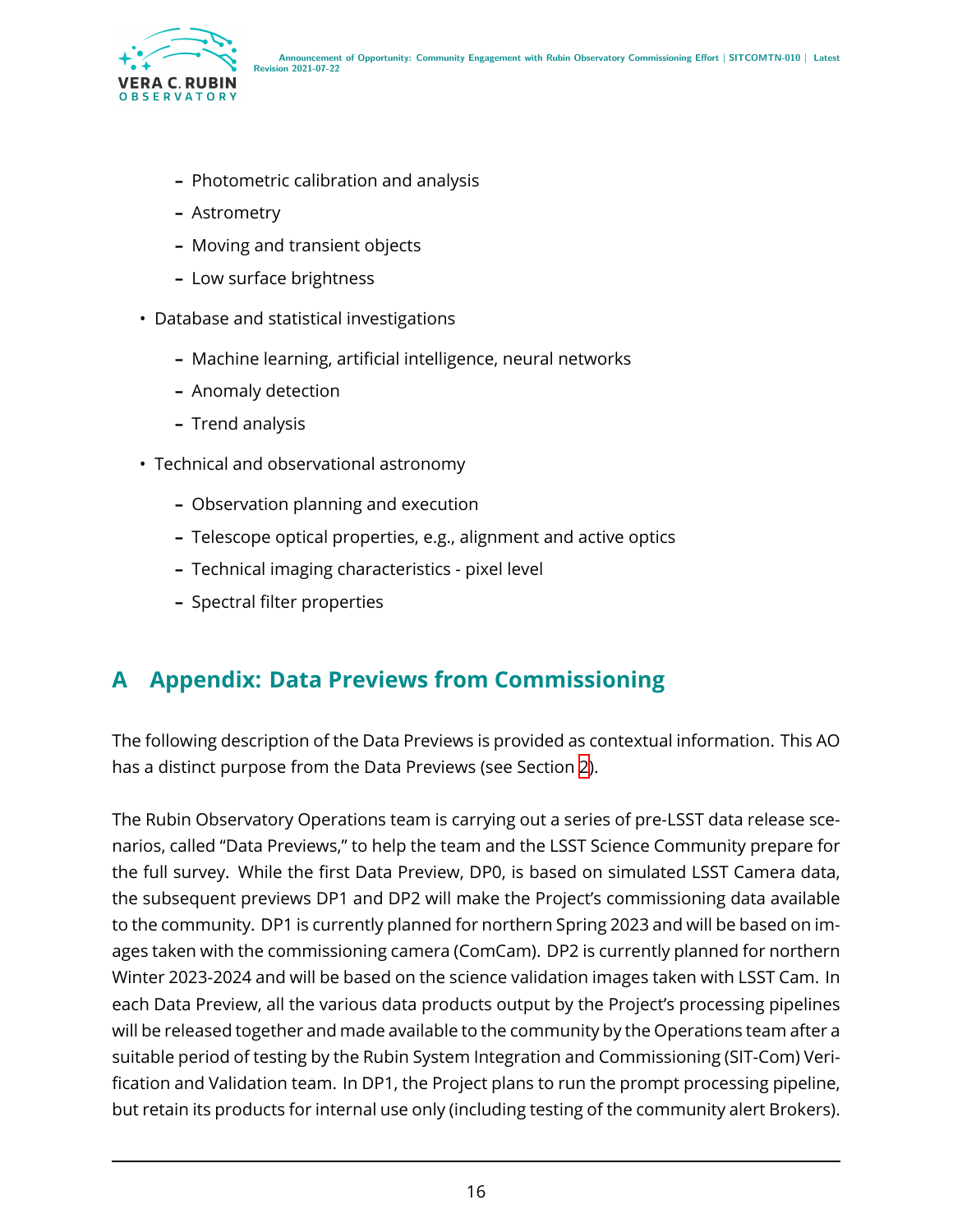- Photometric calibration and analysis
  - Astrometry
  - Moving and transient objects
  - Low surface brightness
- Database and statistical investigations
  - Machine learning, artificial intelligence, neural networks
  - Anomaly detection
  - Trend analysis
- Technical and observational astronomy
  - Observation planning and execution
  - Telescope optical properties, e.g., alignment and active optics
  - Technical imaging characteristics - pixel level
  - Spectral filter properties

## A Appendix: Data Previews from Commissioning

The following description of the Data Previews is provided as contextual information. This AO has a distinct purpose from the Data Previews (see Section 2).

The Rubin Observatory Operations team is carrying out a series of pre-LSST data release scenarios, called "Data Previews," to help the team and the LSST Science Community prepare for the full survey. While the first Data Preview, DP0, is based on simulated LSST Camera data, the subsequent previews DP1 and DP2 will make the Project's commissioning data available to the community. DP1 is currently planned for northern Spring 2023 and will be based on images taken with the commissioning camera (ComCam). DP2 is currently planned for northern Winter 2023-2024 and will be based on the science validation images taken with LSST Cam. In each Data Preview, all the various data products output by the Project's processing pipelines will be released together and made available to the community by the Operations team after a suitable period of testing by the Rubin System Integration and Commissioning (SIT-Com) Verification and Validation team. In DP1, the Project plans to run the prompt processing pipeline, but retain its products for internal use only (including testing of the community alert Brokers).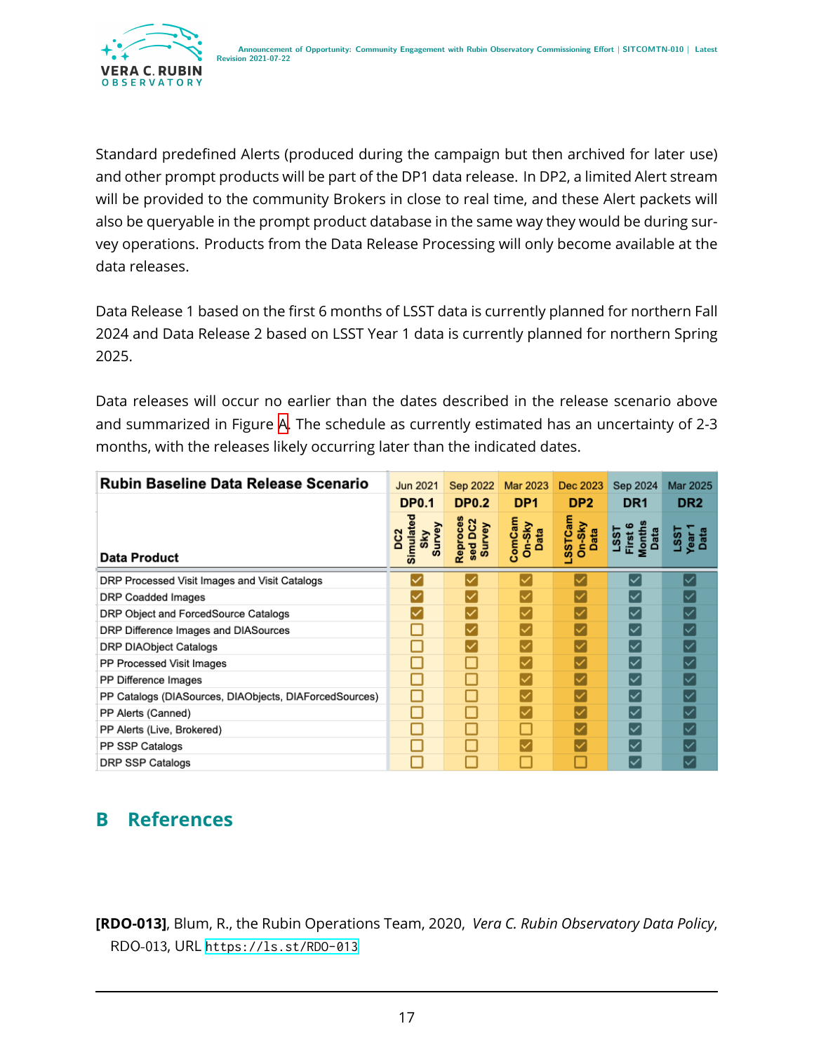Standard predefined Alerts (produced during the campaign but then archived for later use) and other prompt products will be part of the DP1 data release. In DP2, a limited Alert stream will be provided to the community Brokers in close to real time, and these Alert packets will also be queryable in the prompt product database in the same way they would be during survey operations. Products from the Data Release Processing will only become available at the data releases.

Data Release 1 based on the first 6 months of LSST data is currently planned for northern Fall 2024 and Data Release 2 based on LSST Year 1 data is currently planned for northern Spring 2025.

Data releases will occur no earlier than the dates described in the release scenario above and summarized in Figure A. The schedule as currently estimated has an uncertainty of 2-3 months, with the releases likely occurring later than the indicated dates.

| Rubin Baseline Data Release Scenario | Jun 2021 | Sep 2022 | Mar 2023 | Dec 2023 | Sep 2024 | Mar 2025 |
|---|---|---|---|---|---|---|
| | DP0.1 | DP0.2 | DP1 | DP2 | DR1 | DR2 |
| Data Product | DC2 Simulated Sky Survey | Reprocessed DC2 Survey | ComCam On-Sky Data | LSSTCam On-Sky Data | LSST First 6 Months Data | LSST Year 1 Data |
| DRP Processed Visit Images and Visit Catalogs | ☑ | ☑ | ☑ | ☑ | ☑ | ☑ |
| DRP Coadded Images | ☑ | ☑ | ☑ | ☑ | ☑ | ☑ |
| DRP Object and ForcedSource Catalogs | ☑ | ☑ | ☑ | ☑ | ☑ | ☑ |
| DRP Difference Images and DIASources | ☐ | ☑ | ☑ | ☑ | ☑ | ☑ |
| DRP DIAObject Catalogs | ☐ | ☑ | ☑ | ☑ | ☑ | ☑ |
| PP Processed Visit Images | ☐ | ☐ | ☑ | ☑ | ☑ | ☑ |
| PP Difference Images | ☐ | ☐ | ☑ | ☑ | ☑ | ☑ |
| PP Catalogs (DIASources, DIAObjects, DIAForcedSources) | ☐ | ☐ | ☑ | ☑ | ☑ | ☑ |
| PP Alerts (Canned) | ☐ | ☐ | ☑ | ☑ | ☑ | ☑ |
| PP Alerts (Live, Brokered) | ☐ | ☐ | ☐ | ☑ | ☑ | ☑ |
| PP SSP Catalogs | ☐ | ☐ | ☑ | ☑ | ☑ | ☑ |
| DRP SSP Catalogs | ☐ | ☐ | ☐ | ☐ | ☑ | ☑ |

## B References

**[RDO-013]**, Blum, R., the Rubin Operations Team, 2020, *Vera C. Rubin Observatory Data Policy*, RDO-013, URL https://ls.st/RDO-013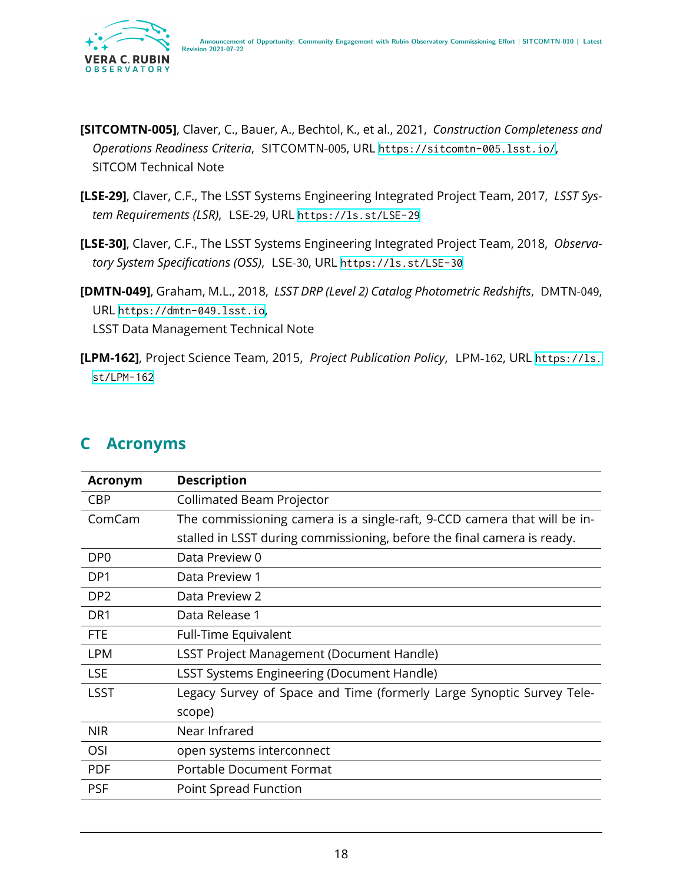**[SITCOMTN-005]**, Claver, C., Bauer, A., Bechtol, K., et al., 2021, *Construction Completeness and Operations Readiness Criteria*, SITCOMTN-005, URL https://sitcomtn-005.lsst.io/, SITCOM Technical Note

**[LSE-29]**, Claver, C.F., The LSST Systems Engineering Integrated Project Team, 2017, *LSST System Requirements (LSR)*, LSE-29, URL https://ls.st/LSE-29

**[LSE-30]**, Claver, C.F., The LSST Systems Engineering Integrated Project Team, 2018, *Observatory System Specifications (OSS)*, LSE-30, URL https://ls.st/LSE-30

**[DMTN-049]**, Graham, M.L., 2018, *LSST DRP (Level 2) Catalog Photometric Redshifts*, DMTN-049, URL https://dmtn-049.lsst.io, LSST Data Management Technical Note

**[LPM-162]**, Project Science Team, 2015, *Project Publication Policy*, LPM-162, URL https://ls.st/LPM-162

## C Acronyms

| Acronym | Description |
|---|---|
| CBP | Collimated Beam Projector |
| ComCam | The commissioning camera is a single-raft, 9-CCD camera that will be installed in LSST during commissioning, before the final camera is ready. |
| DP0 | Data Preview 0 |
| DP1 | Data Preview 1 |
| DP2 | Data Preview 2 |
| DR1 | Data Release 1 |
| FTE | Full-Time Equivalent |
| LPM | LSST Project Management (Document Handle) |
| LSE | LSST Systems Engineering (Document Handle) |
| LSST | Legacy Survey of Space and Time (formerly Large Synoptic Survey Telescope) |
| NIR | Near Infrared |
| OSI | open systems interconnect |
| PDF | Portable Document Format |
| PSF | Point Spread Function |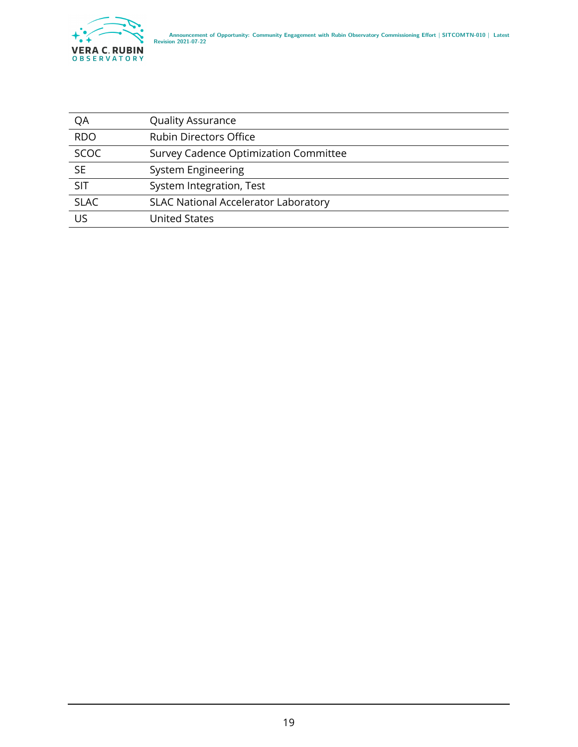| | |
|---|---|
| QA | Quality Assurance |
| RDO | Rubin Directors Office |
| SCOC | Survey Cadence Optimization Committee |
| SE | System Engineering |
| SIT | System Integration, Test |
| SLAC | SLAC National Accelerator Laboratory |
| US | United States |